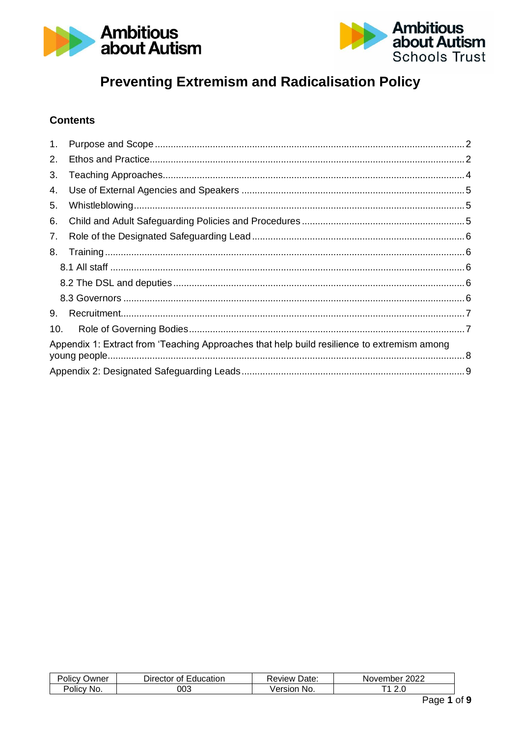# Preventing Extremism and Radicalisation Policy

## Contents

1. Purpose and Scope ........................................................ 2
2. Ethos and Practice ........................................................ 2
3. Teaching Approaches ........................................................ 4
4. Use of External Agencies and Speakers ........................................................ 5
5. Whistleblowing ........................................................ 5
6. Child and Adult Safeguarding Policies and Procedures ........................................................ 5
7. Role of the Designated Safeguarding Lead ........................................................ 6
8. Training ........................................................ 6
   - 8.1 All staff ........................................................ 6
   - 8.2 The DSL and deputies ........................................................ 6
   - 8.3 Governors ........................................................ 6
9. Recruitment ........................................................ 7
10. Role of Governing Bodies ........................................................ 7

Appendix 1: Extract from 'Teaching Approaches that help build resilience to extremism among young people ........................................................ 8

Appendix 2: Designated Safeguarding Leads ........................................................ 9

| Policy Owner | Director of Education | Review Date: | November 2022 |
|---|---|---|---|
| Policy No. | 003 | Version No. | T1 2.0 |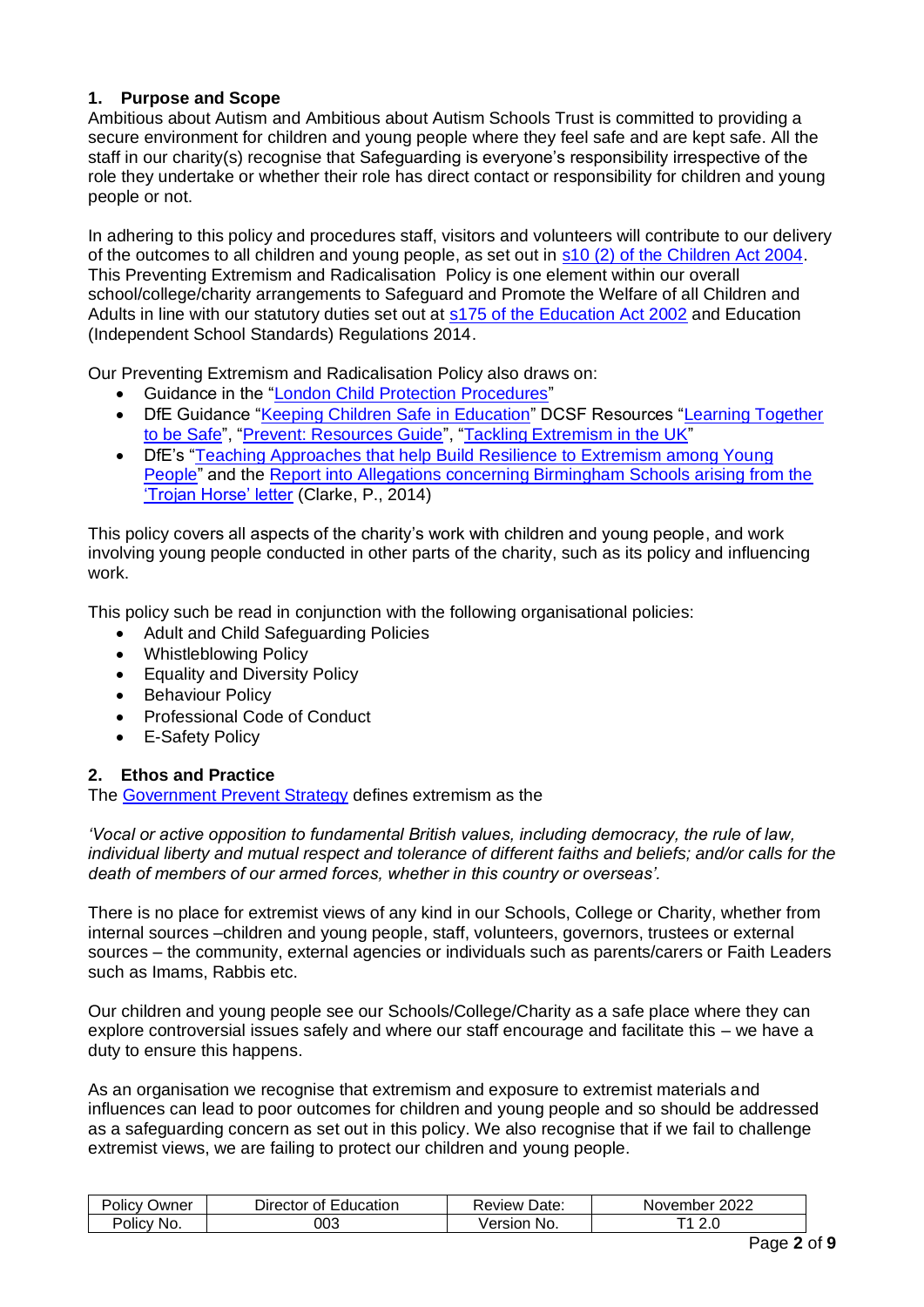## 1. Purpose and Scope

Ambitious about Autism and Ambitious about Autism Schools Trust is committed to providing a secure environment for children and young people where they feel safe and are kept safe. All the staff in our charity(s) recognise that Safeguarding is everyone's responsibility irrespective of the role they undertake or whether their role has direct contact or responsibility for children and young people or not.

In adhering to this policy and procedures staff, visitors and volunteers will contribute to our delivery of the outcomes to all children and young people, as set out in s10 (2) of the Children Act 2004. This Preventing Extremism and Radicalisation Policy is one element within our overall school/college/charity arrangements to Safeguard and Promote the Welfare of all Children and Adults in line with our statutory duties set out at s175 of the Education Act 2002 and Education (Independent School Standards) Regulations 2014.

Our Preventing Extremism and Radicalisation Policy also draws on:

- Guidance in the "London Child Protection Procedures"
- DfE Guidance "Keeping Children Safe in Education" DCSF Resources "Learning Together to be Safe", "Prevent: Resources Guide", "Tackling Extremism in the UK"
- DfE's "Teaching Approaches that help Build Resilience to Extremism among Young People" and the Report into Allegations concerning Birmingham Schools arising from the 'Trojan Horse' letter (Clarke, P., 2014)

This policy covers all aspects of the charity's work with children and young people, and work involving young people conducted in other parts of the charity, such as its policy and influencing work.

This policy such be read in conjunction with the following organisational policies:

- Adult and Child Safeguarding Policies
- Whistleblowing Policy
- Equality and Diversity Policy
- Behaviour Policy
- Professional Code of Conduct
- E-Safety Policy

## 2. Ethos and Practice

The Government Prevent Strategy defines extremism as the

*'Vocal or active opposition to fundamental British values, including democracy, the rule of law, individual liberty and mutual respect and tolerance of different faiths and beliefs; and/or calls for the death of members of our armed forces, whether in this country or overseas'.*

There is no place for extremist views of any kind in our Schools, College or Charity, whether from internal sources –children and young people, staff, volunteers, governors, trustees or external sources – the community, external agencies or individuals such as parents/carers or Faith Leaders such as Imams, Rabbis etc.

Our children and young people see our Schools/College/Charity as a safe place where they can explore controversial issues safely and where our staff encourage and facilitate this – we have a duty to ensure this happens.

As an organisation we recognise that extremism and exposure to extremist materials and influences can lead to poor outcomes for children and young people and so should be addressed as a safeguarding concern as set out in this policy. We also recognise that if we fail to challenge extremist views, we are failing to protect our children and young people.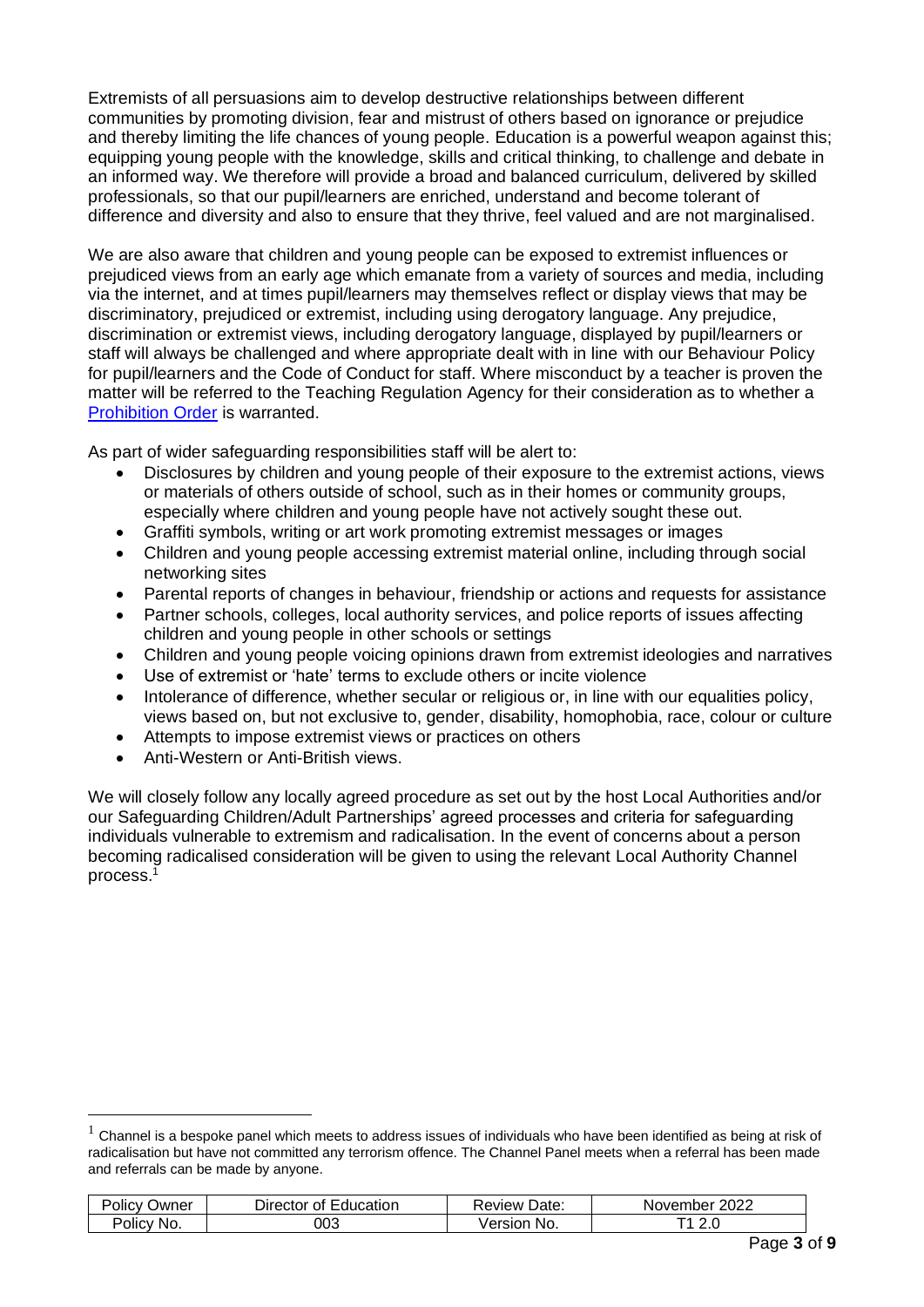Extremists of all persuasions aim to develop destructive relationships between different communities by promoting division, fear and mistrust of others based on ignorance or prejudice and thereby limiting the life chances of young people. Education is a powerful weapon against this; equipping young people with the knowledge, skills and critical thinking, to challenge and debate in an informed way. We therefore will provide a broad and balanced curriculum, delivered by skilled professionals, so that our pupil/learners are enriched, understand and become tolerant of difference and diversity and also to ensure that they thrive, feel valued and are not marginalised.

We are also aware that children and young people can be exposed to extremist influences or prejudiced views from an early age which emanate from a variety of sources and media, including via the internet, and at times pupil/learners may themselves reflect or display views that may be discriminatory, prejudiced or extremist, including using derogatory language. Any prejudice, discrimination or extremist views, including derogatory language, displayed by pupil/learners or staff will always be challenged and where appropriate dealt with in line with our Behaviour Policy for pupil/learners and the Code of Conduct for staff. Where misconduct by a teacher is proven the matter will be referred to the Teaching Regulation Agency for their consideration as to whether a Prohibition Order is warranted.

As part of wider safeguarding responsibilities staff will be alert to:

- Disclosures by children and young people of their exposure to the extremist actions, views or materials of others outside of school, such as in their homes or community groups, especially where children and young people have not actively sought these out.
- Graffiti symbols, writing or art work promoting extremist messages or images
- Children and young people accessing extremist material online, including through social networking sites
- Parental reports of changes in behaviour, friendship or actions and requests for assistance
- Partner schools, colleges, local authority services, and police reports of issues affecting children and young people in other schools or settings
- Children and young people voicing opinions drawn from extremist ideologies and narratives
- Use of extremist or 'hate' terms to exclude others or incite violence
- Intolerance of difference, whether secular or religious or, in line with our equalities policy, views based on, but not exclusive to, gender, disability, homophobia, race, colour or culture
- Attempts to impose extremist views or practices on others
- Anti-Western or Anti-British views.

We will closely follow any locally agreed procedure as set out by the host Local Authorities and/or our Safeguarding Children/Adult Partnerships' agreed processes and criteria for safeguarding individuals vulnerable to extremism and radicalisation. In the event of concerns about a person becoming radicalised consideration will be given to using the relevant Local Authority Channel process.[1]

[1] Channel is a bespoke panel which meets to address issues of individuals who have been identified as being at risk of radicalisation but have not committed any terrorism offence. The Channel Panel meets when a referral has been made and referrals can be made by anyone.

| Policy Owner | Director of Education | Review Date: | November 2022 |
|---|---|---|---|
| Policy No. | 003 | Version No. | T1 2.0 |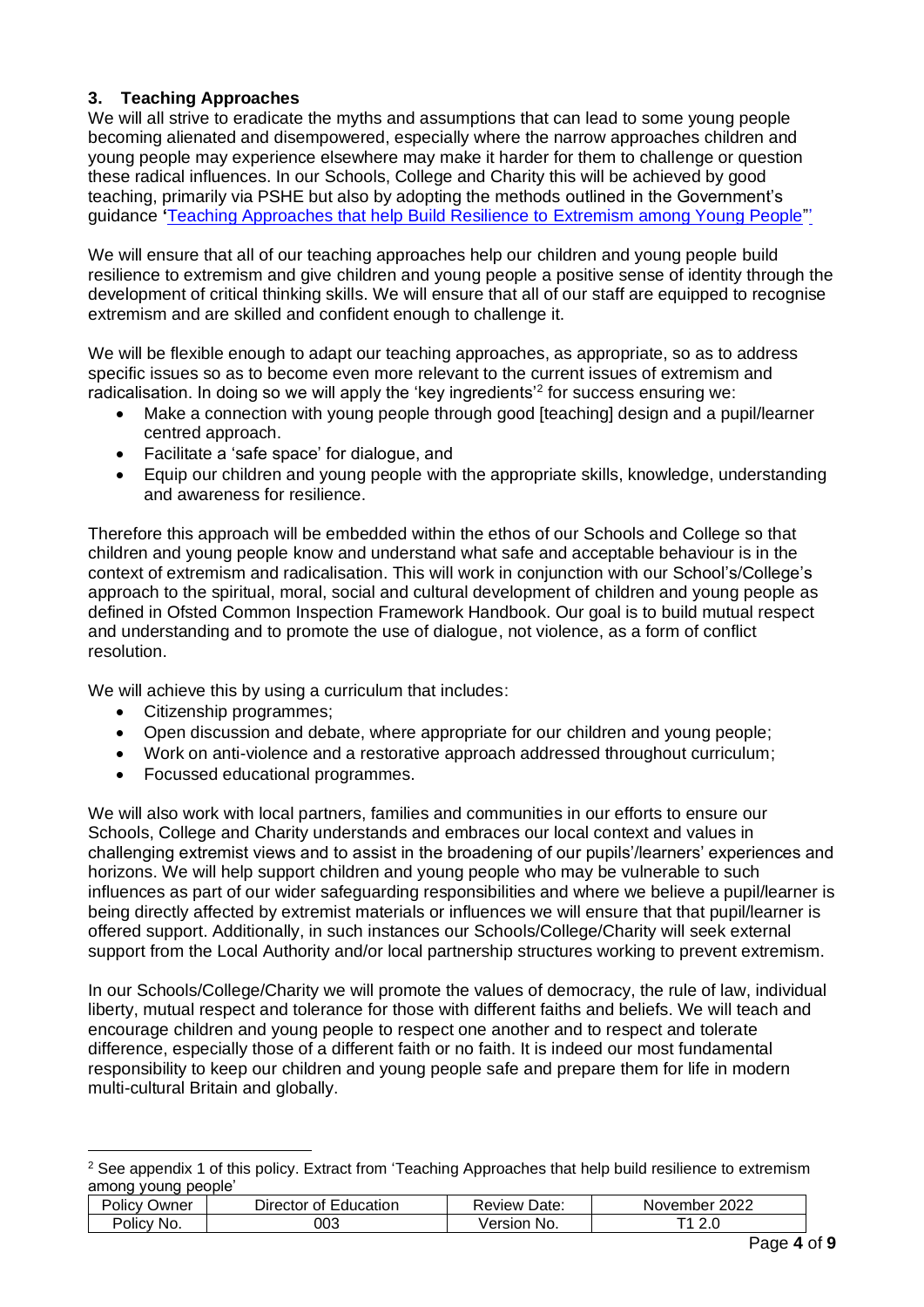## 3. Teaching Approaches

We will all strive to eradicate the myths and assumptions that can lead to some young people becoming alienated and disempowered, especially where the narrow approaches children and young people may experience elsewhere may make it harder for them to challenge or question these radical influences. In our Schools, College and Charity this will be achieved by good teaching, primarily via PSHE but also by adopting the methods outlined in the Government's guidance **'**Teaching Approaches that help Build Resilience to Extremism among Young People"'

We will ensure that all of our teaching approaches help our children and young people build resilience to extremism and give children and young people a positive sense of identity through the development of critical thinking skills. We will ensure that all of our staff are equipped to recognise extremism and are skilled and confident enough to challenge it.

We will be flexible enough to adapt our teaching approaches, as appropriate, so as to address specific issues so as to become even more relevant to the current issues of extremism and radicalisation. In doing so we will apply the 'key ingredients'[2] for success ensuring we:

- Make a connection with young people through good [teaching] design and a pupil/learner centred approach.
- Facilitate a 'safe space' for dialogue, and
- Equip our children and young people with the appropriate skills, knowledge, understanding and awareness for resilience.

Therefore this approach will be embedded within the ethos of our Schools and College so that children and young people know and understand what safe and acceptable behaviour is in the context of extremism and radicalisation. This will work in conjunction with our School's/College's approach to the spiritual, moral, social and cultural development of children and young people as defined in Ofsted Common Inspection Framework Handbook. Our goal is to build mutual respect and understanding and to promote the use of dialogue, not violence, as a form of conflict resolution.

We will achieve this by using a curriculum that includes:

- Citizenship programmes;
- Open discussion and debate, where appropriate for our children and young people;
- Work on anti-violence and a restorative approach addressed throughout curriculum;
- Focussed educational programmes.

We will also work with local partners, families and communities in our efforts to ensure our Schools, College and Charity understands and embraces our local context and values in challenging extremist views and to assist in the broadening of our pupils'/learners' experiences and horizons. We will help support children and young people who may be vulnerable to such influences as part of our wider safeguarding responsibilities and where we believe a pupil/learner is being directly affected by extremist materials or influences we will ensure that that pupil/learner is offered support. Additionally, in such instances our Schools/College/Charity will seek external support from the Local Authority and/or local partnership structures working to prevent extremism.

In our Schools/College/Charity we will promote the values of democracy, the rule of law, individual liberty, mutual respect and tolerance for those with different faiths and beliefs. We will teach and encourage children and young people to respect one another and to respect and tolerate difference, especially those of a different faith or no faith. It is indeed our most fundamental responsibility to keep our children and young people safe and prepare them for life in modern multi-cultural Britain and globally.

[2] See appendix 1 of this policy. Extract from 'Teaching Approaches that help build resilience to extremism among young people'

| Policy Owner | Director of Education | Review Date: | November 2022 |
|---|---|---|---|
| Policy No. | 003 | Version No. | T1 2.0 |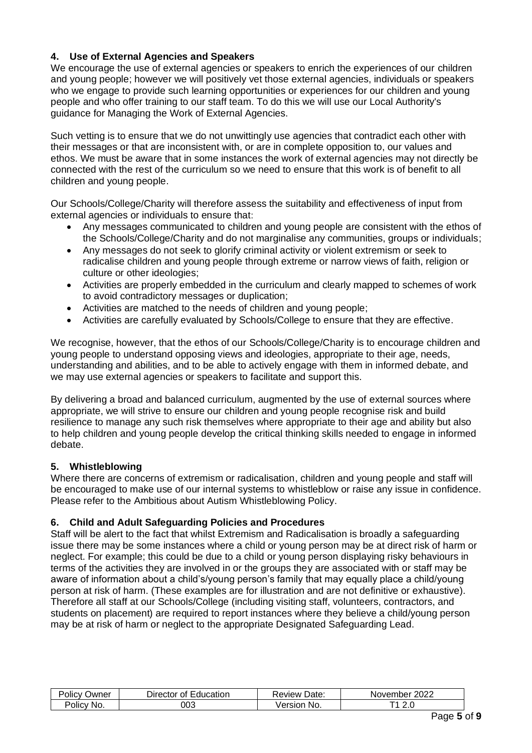## 4. Use of External Agencies and Speakers

We encourage the use of external agencies or speakers to enrich the experiences of our children and young people; however we will positively vet those external agencies, individuals or speakers who we engage to provide such learning opportunities or experiences for our children and young people and who offer training to our staff team. To do this we will use our Local Authority's guidance for Managing the Work of External Agencies.

Such vetting is to ensure that we do not unwittingly use agencies that contradict each other with their messages or that are inconsistent with, or are in complete opposition to, our values and ethos. We must be aware that in some instances the work of external agencies may not directly be connected with the rest of the curriculum so we need to ensure that this work is of benefit to all children and young people.

Our Schools/College/Charity will therefore assess the suitability and effectiveness of input from external agencies or individuals to ensure that:

- Any messages communicated to children and young people are consistent with the ethos of the Schools/College/Charity and do not marginalise any communities, groups or individuals;
- Any messages do not seek to glorify criminal activity or violent extremism or seek to radicalise children and young people through extreme or narrow views of faith, religion or culture or other ideologies;
- Activities are properly embedded in the curriculum and clearly mapped to schemes of work to avoid contradictory messages or duplication;
- Activities are matched to the needs of children and young people;
- Activities are carefully evaluated by Schools/College to ensure that they are effective.

We recognise, however, that the ethos of our Schools/College/Charity is to encourage children and young people to understand opposing views and ideologies, appropriate to their age, needs, understanding and abilities, and to be able to actively engage with them in informed debate, and we may use external agencies or speakers to facilitate and support this.

By delivering a broad and balanced curriculum, augmented by the use of external sources where appropriate, we will strive to ensure our children and young people recognise risk and build resilience to manage any such risk themselves where appropriate to their age and ability but also to help children and young people develop the critical thinking skills needed to engage in informed debate.

## 5. Whistleblowing

Where there are concerns of extremism or radicalisation, children and young people and staff will be encouraged to make use of our internal systems to whistleblow or raise any issue in confidence. Please refer to the Ambitious about Autism Whistleblowing Policy.

## 6. Child and Adult Safeguarding Policies and Procedures

Staff will be alert to the fact that whilst Extremism and Radicalisation is broadly a safeguarding issue there may be some instances where a child or young person may be at direct risk of harm or neglect. For example; this could be due to a child or young person displaying risky behaviours in terms of the activities they are involved in or the groups they are associated with or staff may be aware of information about a child's/young person's family that may equally place a child/young person at risk of harm. (These examples are for illustration and are not definitive or exhaustive). Therefore all staff at our Schools/College (including visiting staff, volunteers, contractors, and students on placement) are required to report instances where they believe a child/young person may be at risk of harm or neglect to the appropriate Designated Safeguarding Lead.

| Policy Owner | Director of Education | Review Date: | November 2022 |
|---|---|---|---|
| Policy No. | 003 | Version No. | T1 2.0 |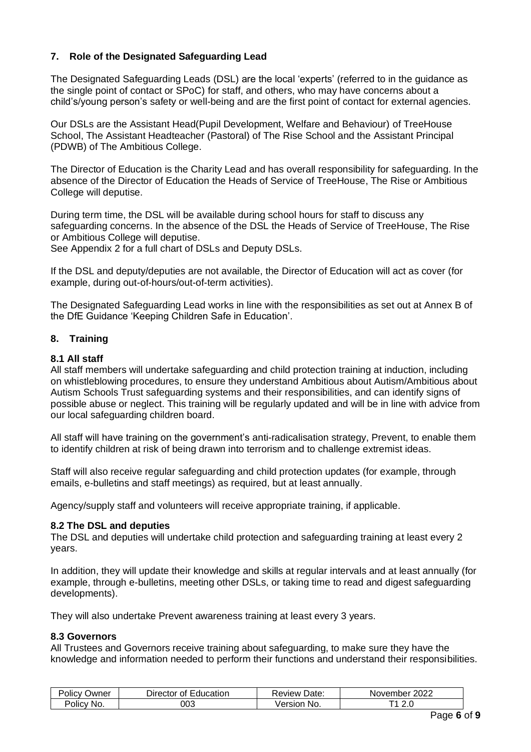## 7. Role of the Designated Safeguarding Lead

The Designated Safeguarding Leads (DSL) are the local 'experts' (referred to in the guidance as the single point of contact or SPoC) for staff, and others, who may have concerns about a child's/young person's safety or well-being and are the first point of contact for external agencies.

Our DSLs are the Assistant Head(Pupil Development, Welfare and Behaviour) of TreeHouse School, The Assistant Headteacher (Pastoral) of The Rise School and the Assistant Principal (PDWB) of The Ambitious College.

The Director of Education is the Charity Lead and has overall responsibility for safeguarding. In the absence of the Director of Education the Heads of Service of TreeHouse, The Rise or Ambitious College will deputise.

During term time, the DSL will be available during school hours for staff to discuss any safeguarding concerns. In the absence of the DSL the Heads of Service of TreeHouse, The Rise or Ambitious College will deputise.
See Appendix 2 for a full chart of DSLs and Deputy DSLs.

If the DSL and deputy/deputies are not available, the Director of Education will act as cover (for example, during out-of-hours/out-of-term activities).

The Designated Safeguarding Lead works in line with the responsibilities as set out at Annex B of the DfE Guidance 'Keeping Children Safe in Education'.

## 8. Training

### 8.1 All staff

All staff members will undertake safeguarding and child protection training at induction, including on whistleblowing procedures, to ensure they understand Ambitious about Autism/Ambitious about Autism Schools Trust safeguarding systems and their responsibilities, and can identify signs of possible abuse or neglect. This training will be regularly updated and will be in line with advice from our local safeguarding children board.

All staff will have training on the government's anti-radicalisation strategy, Prevent, to enable them to identify children at risk of being drawn into terrorism and to challenge extremist ideas.

Staff will also receive regular safeguarding and child protection updates (for example, through emails, e-bulletins and staff meetings) as required, but at least annually.

Agency/supply staff and volunteers will receive appropriate training, if applicable.

### 8.2 The DSL and deputies

The DSL and deputies will undertake child protection and safeguarding training at least every 2 years.

In addition, they will update their knowledge and skills at regular intervals and at least annually (for example, through e-bulletins, meeting other DSLs, or taking time to read and digest safeguarding developments).

They will also undertake Prevent awareness training at least every 3 years.

### 8.3 Governors

All Trustees and Governors receive training about safeguarding, to make sure they have the knowledge and information needed to perform their functions and understand their responsibilities.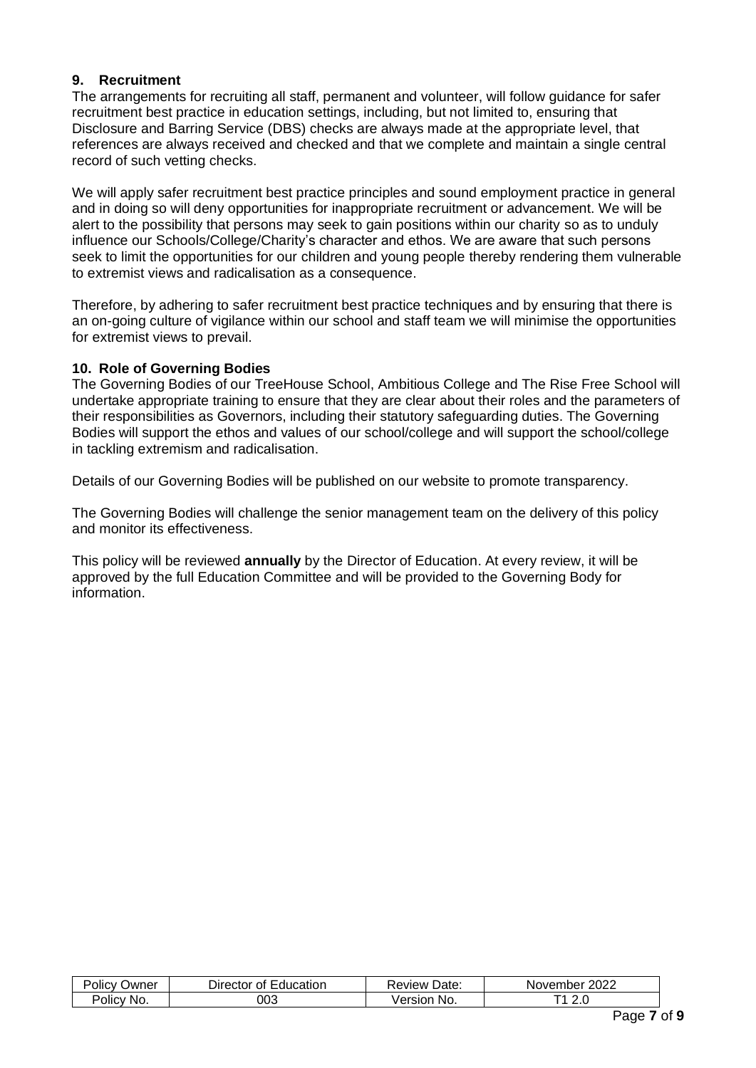## 9. Recruitment

The arrangements for recruiting all staff, permanent and volunteer, will follow guidance for safer recruitment best practice in education settings, including, but not limited to, ensuring that Disclosure and Barring Service (DBS) checks are always made at the appropriate level, that references are always received and checked and that we complete and maintain a single central record of such vetting checks.

We will apply safer recruitment best practice principles and sound employment practice in general and in doing so will deny opportunities for inappropriate recruitment or advancement. We will be alert to the possibility that persons may seek to gain positions within our charity so as to unduly influence our Schools/College/Charity's character and ethos. We are aware that such persons seek to limit the opportunities for our children and young people thereby rendering them vulnerable to extremist views and radicalisation as a consequence.

Therefore, by adhering to safer recruitment best practice techniques and by ensuring that there is an on-going culture of vigilance within our school and staff team we will minimise the opportunities for extremist views to prevail.

## 10. Role of Governing Bodies

The Governing Bodies of our TreeHouse School, Ambitious College and The Rise Free School will undertake appropriate training to ensure that they are clear about their roles and the parameters of their responsibilities as Governors, including their statutory safeguarding duties. The Governing Bodies will support the ethos and values of our school/college and will support the school/college in tackling extremism and radicalisation.

Details of our Governing Bodies will be published on our website to promote transparency.

The Governing Bodies will challenge the senior management team on the delivery of this policy and monitor its effectiveness.

This policy will be reviewed **annually** by the Director of Education. At every review, it will be approved by the full Education Committee and will be provided to the Governing Body for information.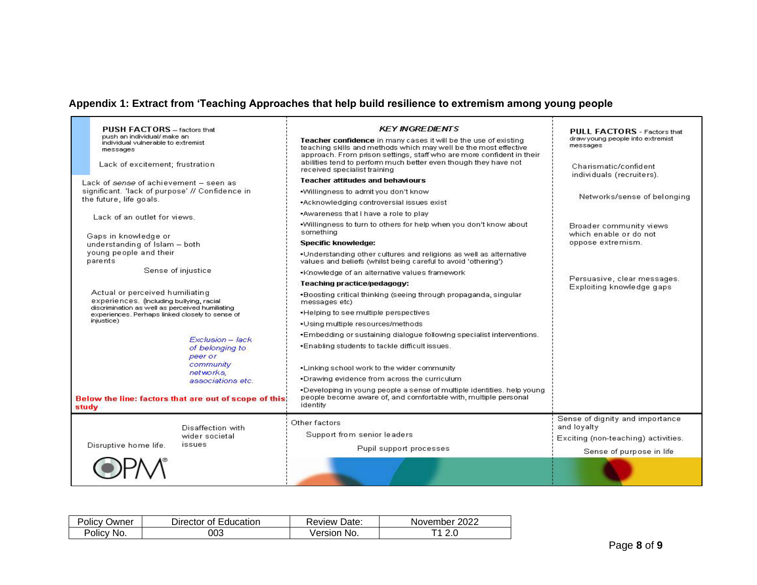**Appendix 1: Extract from 'Teaching Approaches that help build resilience to extremism among young people**

| PUSH FACTORS – factors that push an individual/ make an individual vulnerable to extremist messages | KEY INGREDIENTS | PULL FACTORS - Factors that draw young people into extremist messages |
|---|---|---|
| Lack of excitement; frustration<br><br>Lack of *sense* of achievement – seen as significant. 'lack of purpose' // Confidence in the future, life goals.<br><br>Lack of an outlet for views.<br><br>Gaps in knowledge or understanding of Islam – both young people and their parents<br><br>Sense of injustice<br><br>Actual or perceived humiliating experiences. (Including bullying, racial discrimination as well as perceived humiliating experiences. Perhaps linked closely to sense of injustice)<br><br>*Exclusion – lack of belonging to peer or community networks, associations etc.*<br><br>**Below the line: factors that are out of scope of this study** | **Teacher confidence** in many cases it will be the use of existing teaching skills and methods which may well be the most effective approach. From prison settings, staff who are more confident in their abilities tend to perform much better even though they have not received specialist training<br><br>**Teacher attitudes and behaviours**<br>•Willingness to admit you don't know<br>•Acknowledging controversial issues exist<br>•Awareness that I have a role to play<br>•Willingness to turn to others for help when you don't know about something<br><br>**Specific knowledge:**<br>•Understanding other cultures and religions as well as alternative values and beliefs (whilst being careful to avoid 'othering')<br>•Knowledge of an alternative values framework<br><br>**Teaching practice/pedagogy:**<br>•Boosting critical thinking (seeing through propaganda, singular messages etc)<br>•Helping to see multiple perspectives<br>•Using multiple resources/methods<br>•Embedding or sustaining dialogue following specialist interventions.<br>•Enabling students to tackle difficult issues.<br><br>•Linking school work to the wider community<br>•Drawing evidence from across the curriculum<br>•Developing in young people a sense of multiple identities. help young people become aware of, and comfortable with, multiple personal identity | Charismatic/confident individuals (recruiters).<br><br>Networks/sense of belonging<br><br>Broader community views which enable or do not oppose extremism.<br><br>Persuasive, clear messages. Exploiting knowledge gaps |
| Disruptive home life.<br><br>Disaffection with wider societal issues | Other factors<br><br>Support from senior leaders<br><br>Pupil support processes | Sense of dignity and importance and loyalty<br><br>Exciting (non-teaching) activities.<br><br>Sense of purpose in life |

OPM®

| Policy Owner | Director of Education | Review Date: | November 2022 |
|---|---|---|---|
| Policy No. | 003 | Version No. | T1 2.0 |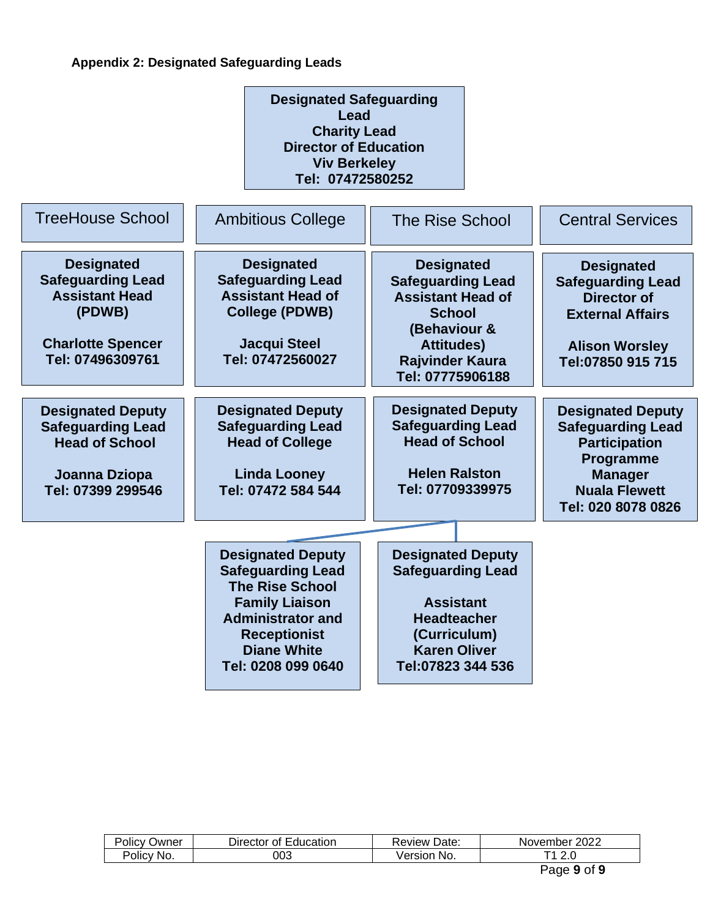**Appendix 2: Designated Safeguarding Leads**

**Designated Safeguarding Lead**
**Charity Lead**
**Director of Education**
**Viv Berkeley**
**Tel: 07472580252**

| TreeHouse School | Ambitious College | The Rise School | Central Services |
|---|---|---|---|
| **Designated Safeguarding Lead Assistant Head (PDWB)**<br><br>**Charlotte Spencer**<br>**Tel: 07496309761** | **Designated Safeguarding Lead Assistant Head of College (PDWB)**<br><br>**Jacqui Steel**<br>**Tel: 07472560027** | **Designated Safeguarding Lead Assistant Head of School (Behaviour & Attitudes)**<br>**Rajvinder Kaura**<br>**Tel: 07775906188** | **Designated Safeguarding Lead Director of External Affairs**<br><br>**Alison Worsley**<br>**Tel:07850 915 715** |
| **Designated Deputy Safeguarding Lead Head of School**<br><br>**Joanna Dziopa**<br>**Tel: 07399 299546** | **Designated Deputy Safeguarding Lead Head of College**<br><br>**Linda Looney**<br>**Tel: 07472 584 544** | **Designated Deputy Safeguarding Lead Head of School**<br><br>**Helen Ralston**<br>**Tel: 07709339975** | **Designated Deputy Safeguarding Lead Participation Programme Manager**<br>**Nuala Flewett**<br>**Tel: 020 8078 0826** |

**Designated Deputy Safeguarding Lead**
**The Rise School Family Liaison Administrator and Receptionist**
**Diane White**
**Tel: 0208 099 0640**

**Designated Deputy Safeguarding Lead**

**Assistant Headteacher (Curriculum)**
**Karen Oliver**
**Tel:07823 344 536**

| Policy Owner | Director of Education | Review Date: | November 2022 |
|---|---|---|---|
| Policy No. | 003 | Version No. | T1 2.0 |